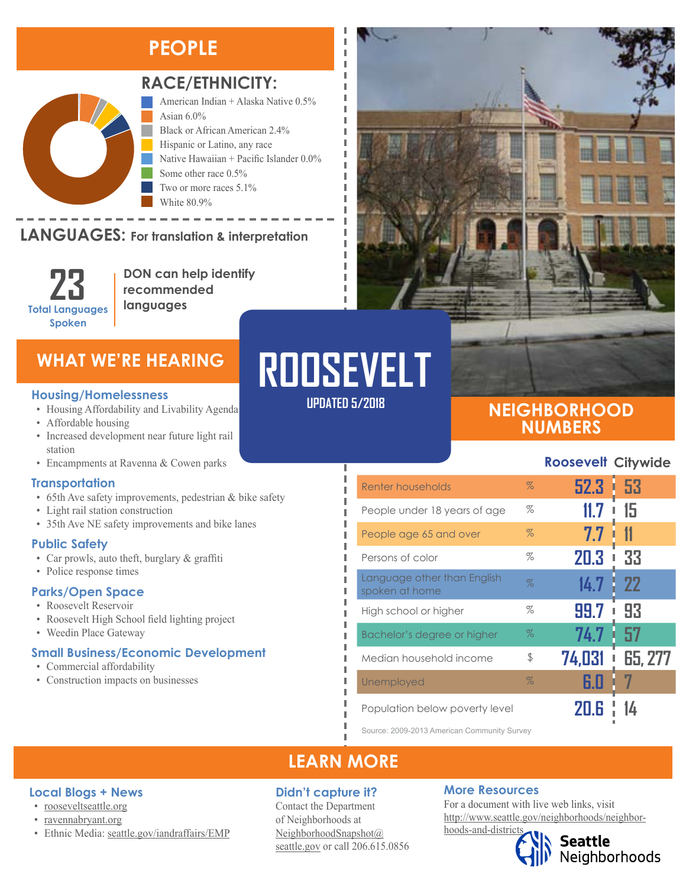# ROOSEVELT

UPDATED 5/2018

## PEOPLE

### RACE/ETHNICITY:

- American Indian + Alaska Native 0.5%
- Asian 6.0%
- Black or African American 2.4%
- Hispanic or Latino, any race
- Native Hawaiian + Pacific Islander 0.0%
- Some other race 0.5%
- Two or more races 5.1%
- White 80.9%

### LANGUAGES: For translation & interpretation

**23** Total Languages Spoken

DON can help identify recommended languages

## WHAT WE'RE HEARING

### Housing/Homelessness

- Housing Affordability and Livability Agenda
- Affordable housing
- Increased development near future light rail station
- Encampments at Ravenna & Cowen parks

### Transportation

- 65th Ave safety improvements, pedestrian & bike safety
- Light rail station construction
- 35th Ave NE safety improvements and bike lanes

### Public Safety

- Car prowls, auto theft, burglary & graffiti
- Police response times

### Parks/Open Space

- Roosevelt Reservoir
- Roosevelt High School field lighting project
- Weedin Place Gateway

### Small Business/Economic Development

- Commercial affordability
- Construction impacts on businesses

## NEIGHBORHOOD NUMBERS

| | | Roosevelt | Citywide |
|---|---|---|---|
| Renter households | % | 52.3 | 53 |
| People under 18 years of age | % | 11.7 | 15 |
| People age 65 and over | % | 7.7 | 11 |
| Persons of color | % | 20.3 | 33 |
| Language other than English spoken at home | % | 14.7 | 22 |
| High school or higher | % | 99.7 | 93 |
| Bachelor's degree or higher | % | 74.7 | 57 |
| Median household income | $ | 74,031 | 65, 277 |
| Unemployed | % | 6.0 | 7 |
| Population below poverty level | | 20.6 | 14 |

Source: 2009-2013 American Community Survey

## LEARN MORE

### Local Blogs + News

- rooseveltseattle.org
- ravennabryant.org
- Ethnic Media: seattle.gov/iandraffairs/EMP

### Didn't capture it?

Contact the Department of Neighborhoods at NeighborhoodSnapshot@seattle.gov or call 206.615.0856

### More Resources

For a document with live web links, visit http://www.seattle.gov/neighborhoods/neighborhoods-and-districts

Seattle Neighborhoods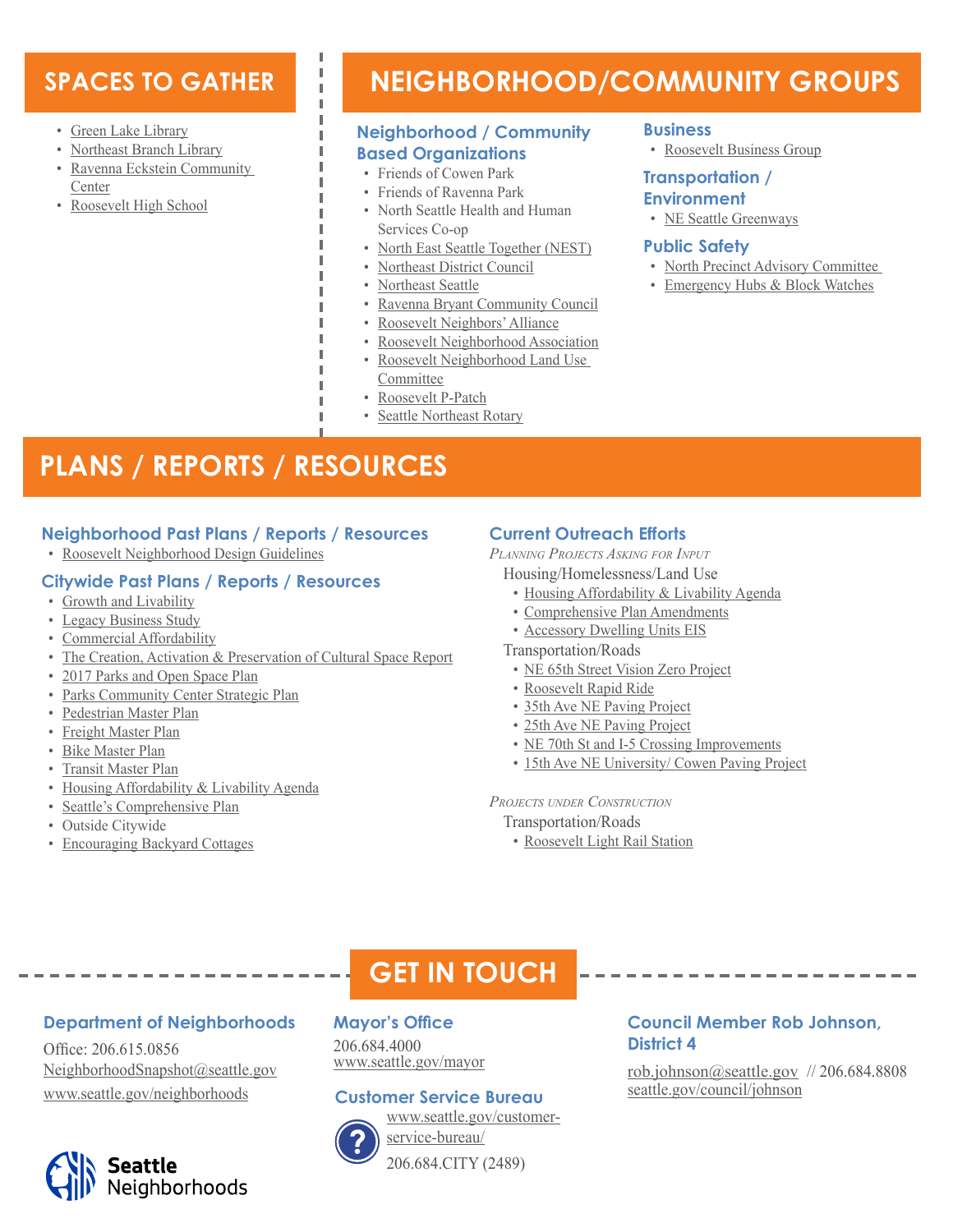## SPACES TO GATHER

- Green Lake Library
- Northeast Branch Library
- Ravenna Eckstein Community Center
- Roosevelt High School

## NEIGHBORHOOD/COMMUNITY GROUPS

### Neighborhood / Community Based Organizations

- Friends of Cowen Park
- Friends of Ravenna Park
- North Seattle Health and Human Services Co-op
- North East Seattle Together (NEST)
- Northeast District Council
- Northeast Seattle
- Ravenna Bryant Community Council
- Roosevelt Neighbors' Alliance
- Roosevelt Neighborhood Association
- Roosevelt Neighborhood Land Use Committee
- Roosevelt P-Patch
- Seattle Northeast Rotary

### Business

- Roosevelt Business Group

### Transportation / Environment

- NE Seattle Greenways

### Public Safety

- North Precinct Advisory Committee
- Emergency Hubs & Block Watches

## PLANS / REPORTS / RESOURCES

### Neighborhood Past Plans / Reports / Resources

- Roosevelt Neighborhood Design Guidelines

### Citywide Past Plans / Reports / Resources

- Growth and Livability
- Legacy Business Study
- Commercial Affordability
- The Creation, Activation & Preservation of Cultural Space Report
- 2017 Parks and Open Space Plan
- Parks Community Center Strategic Plan
- Pedestrian Master Plan
- Freight Master Plan
- Bike Master Plan
- Transit Master Plan
- Housing Affordability & Livability Agenda
- Seattle's Comprehensive Plan
- Outside Citywide
- Encouraging Backyard Cottages

### Current Outreach Efforts

*Planning Projects Asking for Input*

Housing/Homelessness/Land Use

- Housing Affordability & Livability Agenda
- Comprehensive Plan Amendments
- Accessory Dwelling Units EIS

Transportation/Roads

- NE 65th Street Vision Zero Project
- Roosevelt Rapid Ride
- 35th Ave NE Paving Project
- 25th Ave NE Paving Project
- NE 70th St and I-5 Crossing Improvements
- 15th Ave NE University/ Cowen Paving Project

*Projects under Construction*

Transportation/Roads

- Roosevelt Light Rail Station

## GET IN TOUCH

### Department of Neighborhoods

Office: 206.615.0856
NeighborhoodSnapshot@seattle.gov
www.seattle.gov/neighborhoods

### Mayor's Office

206.684.4000
www.seattle.gov/mayor

### Customer Service Bureau

www.seattle.gov/customer-service-bureau/
206.684.CITY (2489)

### Council Member Rob Johnson, District 4

rob.johnson@seattle.gov // 206.684.8808
seattle.gov/council/johnson

Seattle Neighborhoods